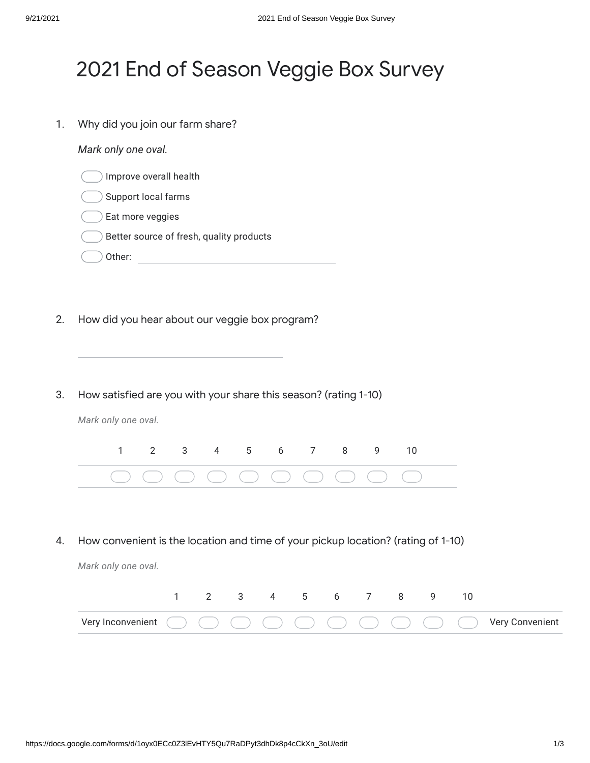# 2021 End of Season Veggie Box Survey

1. Why did you join our farm share?

   *Mark only one oval.*

   - Improve overall health
   - Support local farms
   - Eat more veggies
   - Better source of fresh, quality products
   - Other: _______________

2. How did you hear about our veggie box program?

   _______________

3. How satisfied are you with your share this season? (rating 1-10)

   *Mark only one oval.*

   | 1 | 2 | 3 | 4 | 5 | 6 | 7 | 8 | 9 | 10 |
   |---|---|---|---|---|---|---|---|---|---|
   | ◯ | ◯ | ◯ | ◯ | ◯ | ◯ | ◯ | ◯ | ◯ | ◯ |

4. How convenient is the location and time of your pickup location? (rating of 1-10)

   *Mark only one oval.*

   | | 1 | 2 | 3 | 4 | 5 | 6 | 7 | 8 | 9 | 10 | |
   |---|---|---|---|---|---|---|---|---|---|---|---|
   | Very Inconvenient | ◯ | ◯ | ◯ | ◯ | ◯ | ◯ | ◯ | ◯ | ◯ | ◯ | Very Convenient |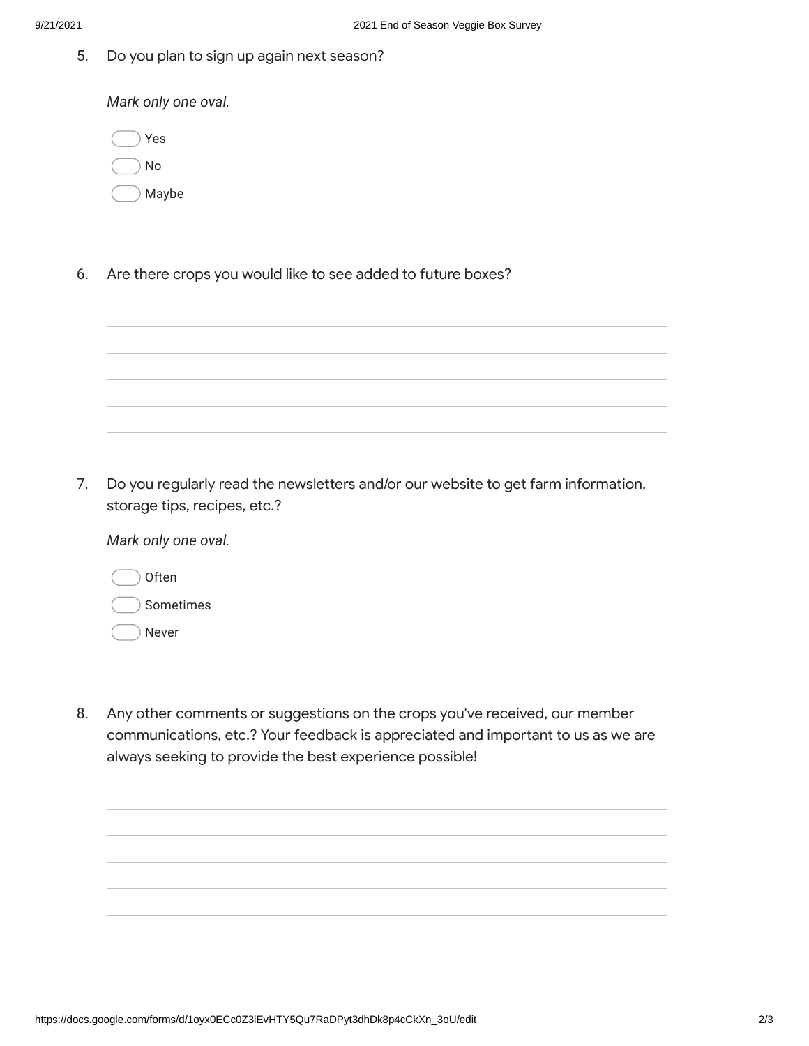5. Do you plan to sign up again next season?

   *Mark only one oval.*

   - Yes
   - No
   - Maybe

6. Are there crops you would like to see added to future boxes?

   _______________________________________________

   _______________________________________________

   _______________________________________________

   _______________________________________________

   _______________________________________________

7. Do you regularly read the newsletters and/or our website to get farm information, storage tips, recipes, etc.?

   *Mark only one oval.*

   - Often
   - Sometimes
   - Never

8. Any other comments or suggestions on the crops you've received, our member communications, etc.? Your feedback is appreciated and important to us as we are always seeking to provide the best experience possible!

   _______________________________________________

   _______________________________________________

   _______________________________________________

   _______________________________________________

   _______________________________________________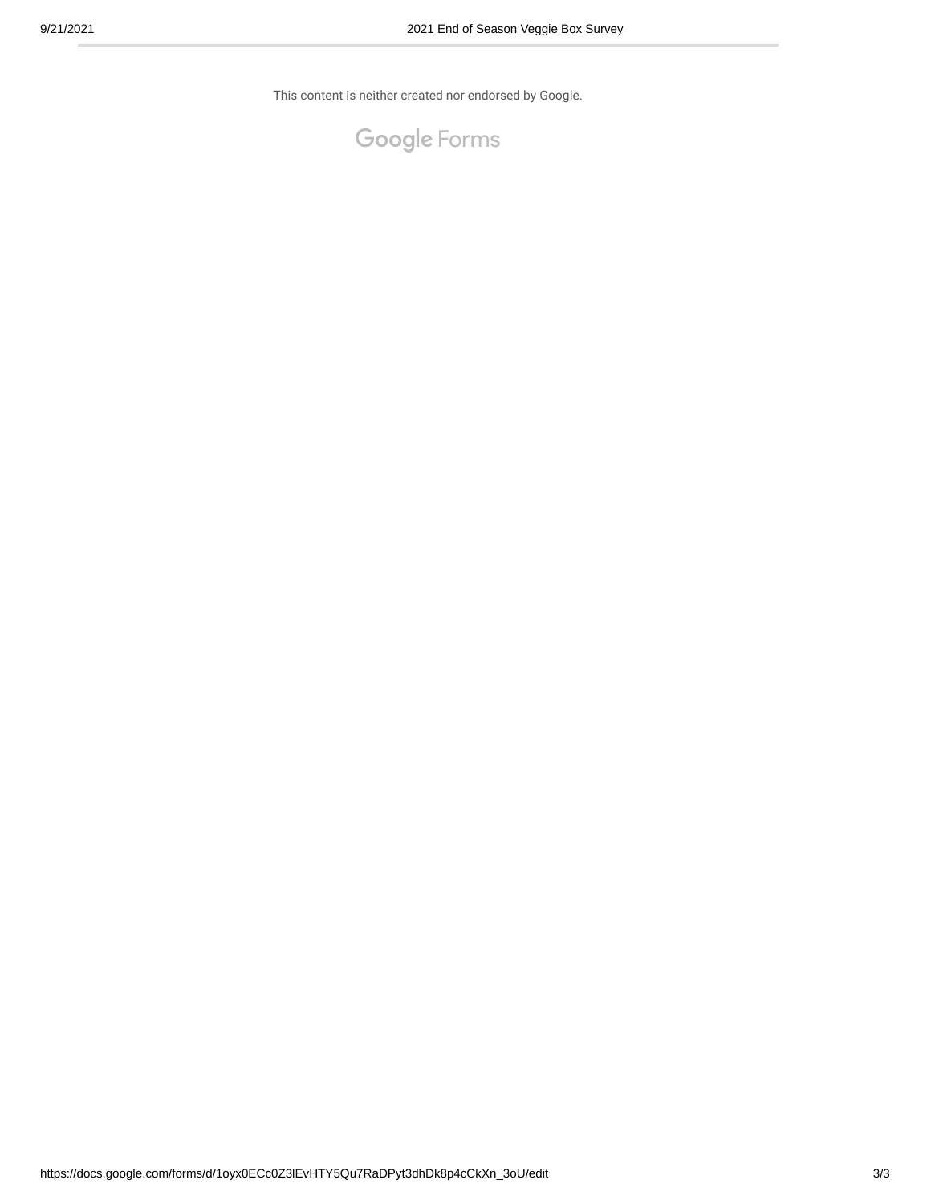This content is neither created nor endorsed by Google.

Google Forms